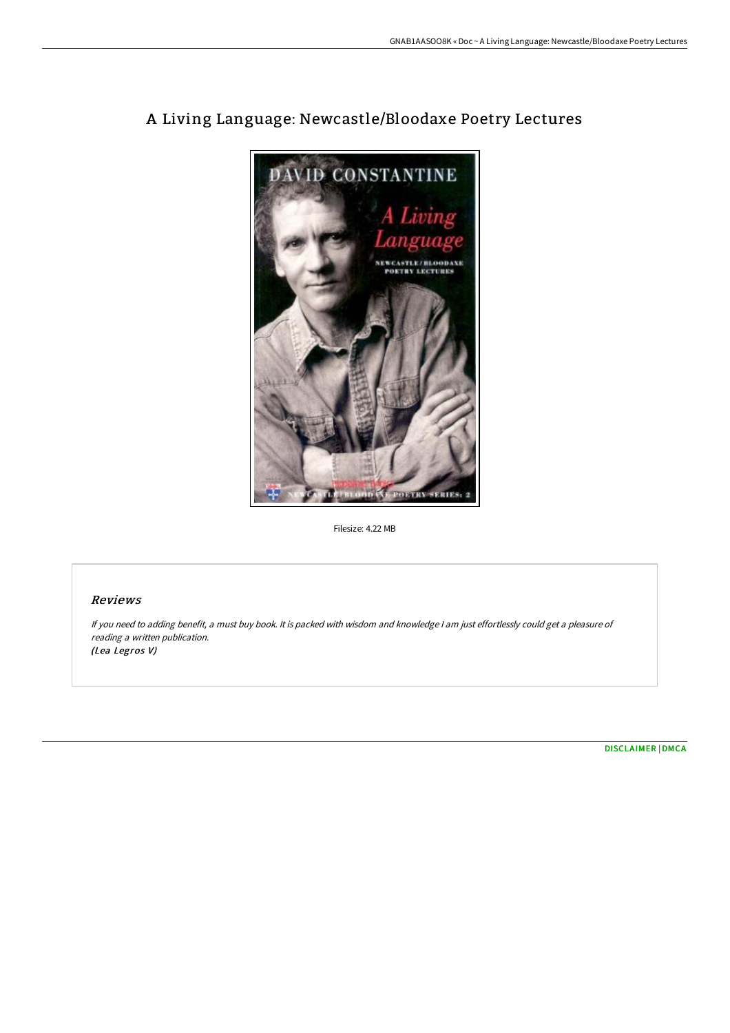# A Living Language: Newcastle/Bloodaxe Poetry Lectures

Filesize: 4.22 MB

## Reviews

*If you need to adding benefit, a must buy book. It is packed with wisdom and knowledge I am just effortlessly could get a pleasure of reading a written publication.*
*(Lea Legros V)*

DISCLAIMER | DMCA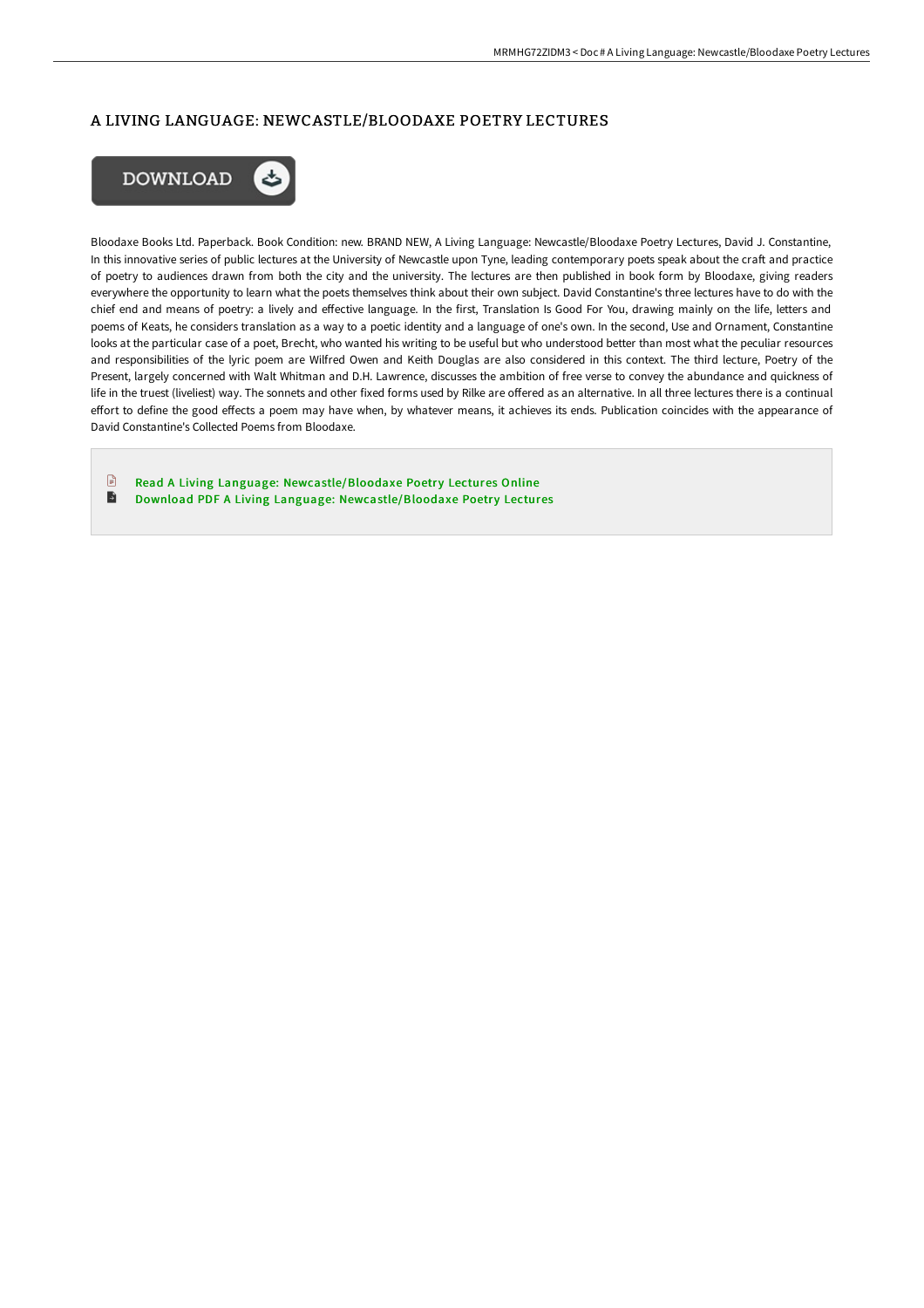# A LIVING LANGUAGE: NEWCASTLE/BLOODAXE POETRY LECTURES

Bloodaxe Books Ltd. Paperback. Book Condition: new. BRAND NEW, A Living Language: Newcastle/Bloodaxe Poetry Lectures, David J. Constantine, In this innovative series of public lectures at the University of Newcastle upon Tyne, leading contemporary poets speak about the craft and practice of poetry to audiences drawn from both the city and the university. The lectures are then published in book form by Bloodaxe, giving readers everywhere the opportunity to learn what the poets themselves think about their own subject. David Constantine's three lectures have to do with the chief end and means of poetry: a lively and effective language. In the first, Translation Is Good For You, drawing mainly on the life, letters and poems of Keats, he considers translation as a way to a poetic identity and a language of one's own. In the second, Use and Ornament, Constantine looks at the particular case of a poet, Brecht, who wanted his writing to be useful but who understood better than most what the peculiar resources and responsibilities of the lyric poem are Wilfred Owen and Keith Douglas are also considered in this context. The third lecture, Poetry of the Present, largely concerned with Walt Whitman and D.H. Lawrence, discusses the ambition of free verse to convey the abundance and quickness of life in the truest (liveliest) way. The sonnets and other fixed forms used by Rilke are offered as an alternative. In all three lectures there is a continual effort to define the good effects a poem may have when, by whatever means, it achieves its ends. Publication coincides with the appearance of David Constantine's Collected Poems from Bloodaxe.

- Read A Living Language: Newcastle/Bloodaxe Poetry Lectures Online
- Download PDF A Living Language: Newcastle/Bloodaxe Poetry Lectures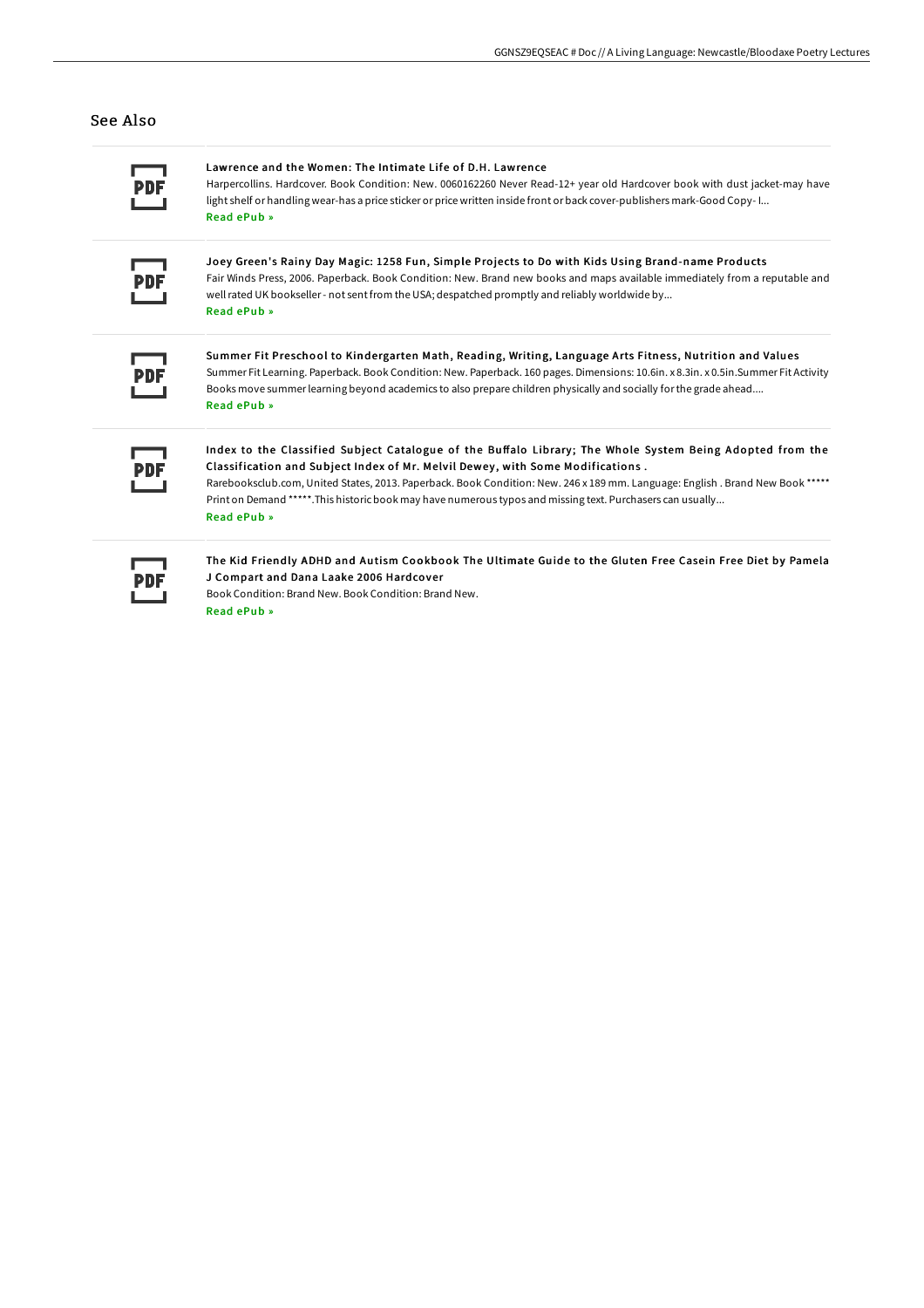## See Also

**Lawrence and the Women: The Intimate Life of D.H. Lawrence**

Harpercollins. Hardcover. Book Condition: New. 0060162260 Never Read-12+ year old Hardcover book with dust jacket-may have light shelf or handling wear-has a price sticker or price written inside front or back cover-publishers mark-Good Copy- I...

Read ePub »

**Joey Green's Rainy Day Magic: 1258 Fun, Simple Projects to Do with Kids Using Brand-name Products**

Fair Winds Press, 2006. Paperback. Book Condition: New. Brand new books and maps available immediately from a reputable and well rated UK bookseller - not sent from the USA; despatched promptly and reliably worldwide by...

Read ePub »

**Summer Fit Preschool to Kindergarten Math, Reading, Writing, Language Arts Fitness, Nutrition and Values**

Summer Fit Learning. Paperback. Book Condition: New. Paperback. 160 pages. Dimensions: 10.6in. x 8.3in. x 0.5in.Summer Fit Activity Books move summer learning beyond academics to also prepare children physically and socially for the grade ahead....

Read ePub »

**Index to the Classified Subject Catalogue of the Buffalo Library; The Whole System Being Adopted from the Classification and Subject Index of Mr. Melvil Dewey, with Some Modifications .**

Rarebooksclub.com, United States, 2013. Paperback. Book Condition: New. 246 x 189 mm. Language: English . Brand New Book ***** Print on Demand *****.This historic book may have numerous typos and missing text. Purchasers can usually...

Read ePub »

**The Kid Friendly ADHD and Autism Cookbook The Ultimate Guide to the Gluten Free Casein Free Diet by Pamela J Compart and Dana Laake 2006 Hardcover**

Book Condition: Brand New. Book Condition: Brand New.

Read ePub »